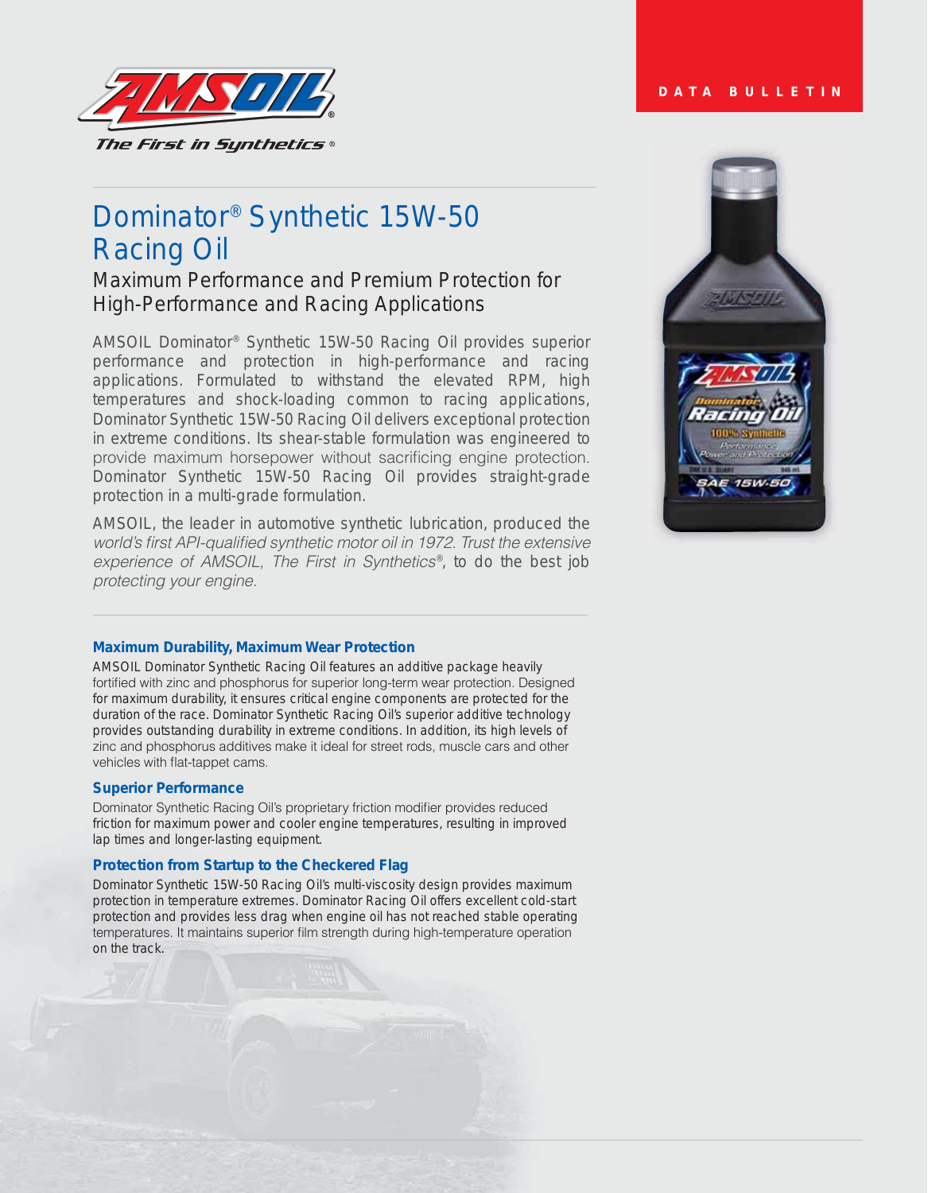DATA BULLETIN

# Dominator® Synthetic 15W-50 Racing Oil

## Maximum Performance and Premium Protection for High-Performance and Racing Applications

AMSOIL Dominator® Synthetic 15W-50 Racing Oil provides superior performance and protection in high-performance and racing applications. Formulated to withstand the elevated RPM, high temperatures and shock-loading common to racing applications, Dominator Synthetic 15W-50 Racing Oil delivers exceptional protection in extreme conditions. Its shear-stable formulation was engineered to provide maximum horsepower without sacrificing engine protection. Dominator Synthetic 15W-50 Racing Oil provides straight-grade protection in a multi-grade formulation.

AMSOIL, the leader in automotive synthetic lubrication, produced the *world's first API-qualified synthetic motor oil in 1972. Trust the extensive experience of AMSOIL, The First in Synthetics®*, to do the best job *protecting your engine.*

### Maximum Durability, Maximum Wear Protection

AMSOIL Dominator Synthetic Racing Oil features an additive package heavily fortified with zinc and phosphorus for superior long-term wear protection. Designed for maximum durability, it ensures critical engine components are protected for the duration of the race. Dominator Synthetic Racing Oil's superior additive technology provides outstanding durability in extreme conditions. In addition, its high levels of zinc and phosphorus additives make it ideal for street rods, muscle cars and other vehicles with flat-tappet cams.

### Superior Performance

Dominator Synthetic Racing Oil's proprietary friction modifier provides reduced friction for maximum power and cooler engine temperatures, resulting in improved lap times and longer-lasting equipment.

### Protection from Startup to the Checkered Flag

Dominator Synthetic 15W-50 Racing Oil's multi-viscosity design provides maximum protection in temperature extremes. Dominator Racing Oil offers excellent cold-start protection and provides less drag when engine oil has not reached stable operating temperatures. It maintains superior film strength during high-temperature operation on the track.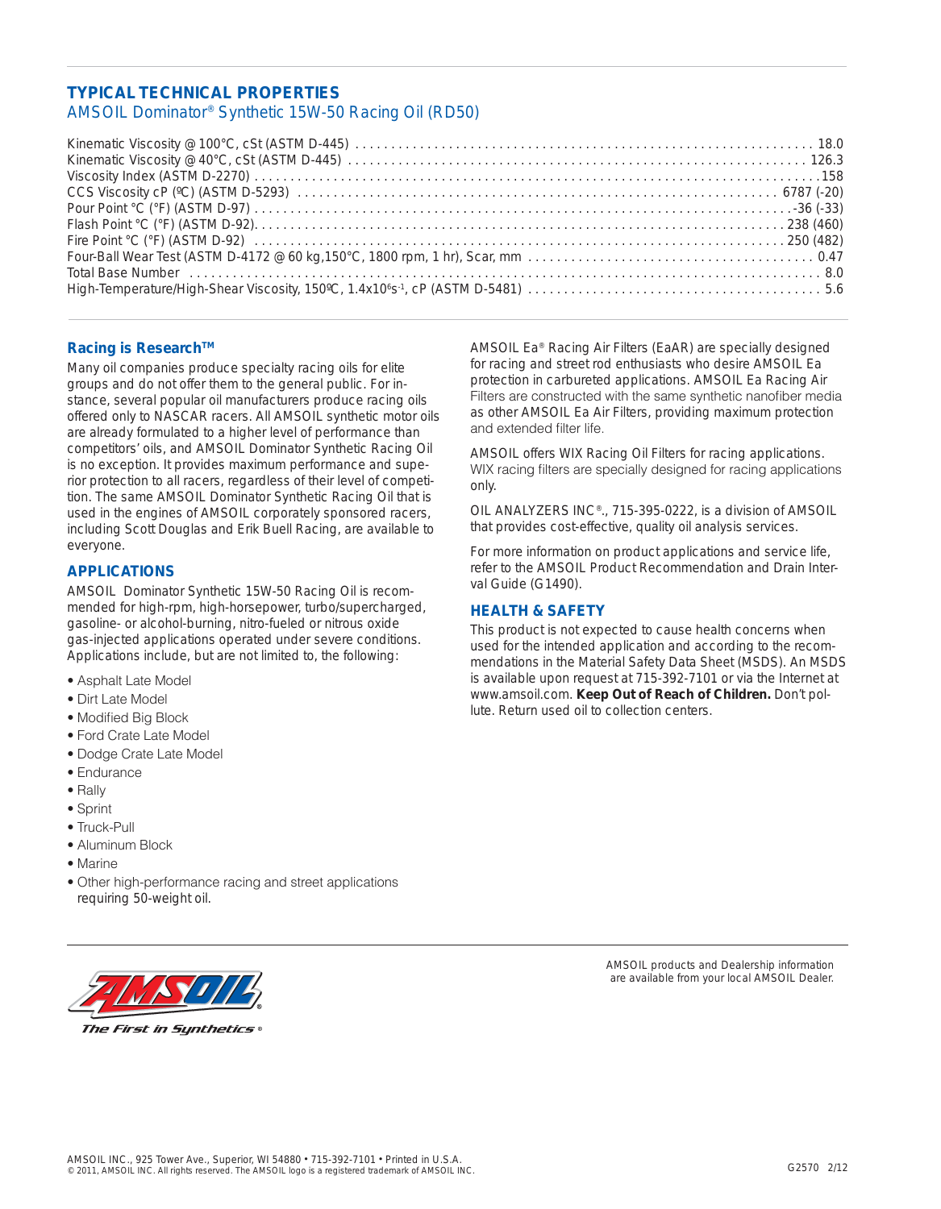## TYPICAL TECHNICAL PROPERTIES

### AMSOIL Dominator® Synthetic 15W-50 Racing Oil (RD50)

| | |
|---|---|
| Kinematic Viscosity @ 100°C, cSt (ASTM D-445) | 18.0 |
| Kinematic Viscosity @ 40°C, cSt (ASTM D-445) | 126.3 |
| Viscosity Index (ASTM D-2270) | 158 |
| CCS Viscosity cP (ºC) (ASTM D-5293) | 6787 (-20) |
| Pour Point °C (°F) (ASTM D-97) | -36 (-33) |
| Flash Point °C (°F) (ASTM D-92) | 238 (460) |
| Fire Point °C (°F) (ASTM D-92) | 250 (482) |
| Four-Ball Wear Test (ASTM D-4172 @ 60 kg,150°C, 1800 rpm, 1 hr), Scar, mm | 0.47 |
| Total Base Number | 8.0 |
| High-Temperature/High-Shear Viscosity, 150ºC, $1.4x10^6 s^{-1}$, cP (ASTM D-5481) | 5.6 |

### Racing is Research™

Many oil companies produce specialty racing oils for elite groups and do not offer them to the general public. For instance, several popular oil manufacturers produce racing oils offered only to NASCAR racers. All AMSOIL synthetic motor oils are already formulated to a higher level of performance than competitors' oils, and AMSOIL Dominator Synthetic Racing Oil is no exception. It provides maximum performance and superior protection to all racers, regardless of their level of competition. The same AMSOIL Dominator Synthetic Racing Oil that is used in the engines of AMSOIL corporately sponsored racers, including Scott Douglas and Erik Buell Racing, are available to everyone.

### APPLICATIONS

AMSOIL Dominator Synthetic 15W-50 Racing Oil is recommended for high-rpm, high-horsepower, turbo/supercharged, gasoline- or alcohol-burning, nitro-fueled or nitrous oxide gas-injected applications operated under severe conditions. Applications include, but are not limited to, the following:

- Asphalt Late Model
- Dirt Late Model
- Modified Big Block
- Ford Crate Late Model
- Dodge Crate Late Model
- Endurance
- Rally
- Sprint
- Truck-Pull
- Aluminum Block
- Marine
- Other high-performance racing and street applications requiring 50-weight oil.

AMSOIL Ea® Racing Air Filters (EaAR) are specially designed for racing and street rod enthusiasts who desire AMSOIL Ea protection in carbureted applications. AMSOIL Ea Racing Air Filters are constructed with the same synthetic nanofiber media as other AMSOIL Ea Air Filters, providing maximum protection and extended filter life.

AMSOIL offers WIX Racing Oil Filters for racing applications. WIX racing filters are specially designed for racing applications only.

OIL ANALYZERS INC®., 715-395-0222, is a division of AMSOIL that provides cost-effective, quality oil analysis services.

For more information on product applications and service life, refer to the AMSOIL Product Recommendation and Drain Interval Guide (G1490).

### HEALTH & SAFETY

This product is not expected to cause health concerns when used for the intended application and according to the recommendations in the Material Safety Data Sheet (MSDS). An MSDS is available upon request at 715-392-7101 or via the Internet at www.amsoil.com. **Keep Out of Reach of Children.** Don't pollute. Return used oil to collection centers.

AMSOIL products and Dealership information are available from your local AMSOIL Dealer.

AMSOIL — The First in Synthetics®

AMSOIL INC., 925 Tower Ave., Superior, WI 54880 • 715-392-7101 • Printed in U.S.A.
© 2011, AMSOIL INC. All rights reserved. The AMSOIL logo is a registered trademark of AMSOIL INC.

G2570 2/12